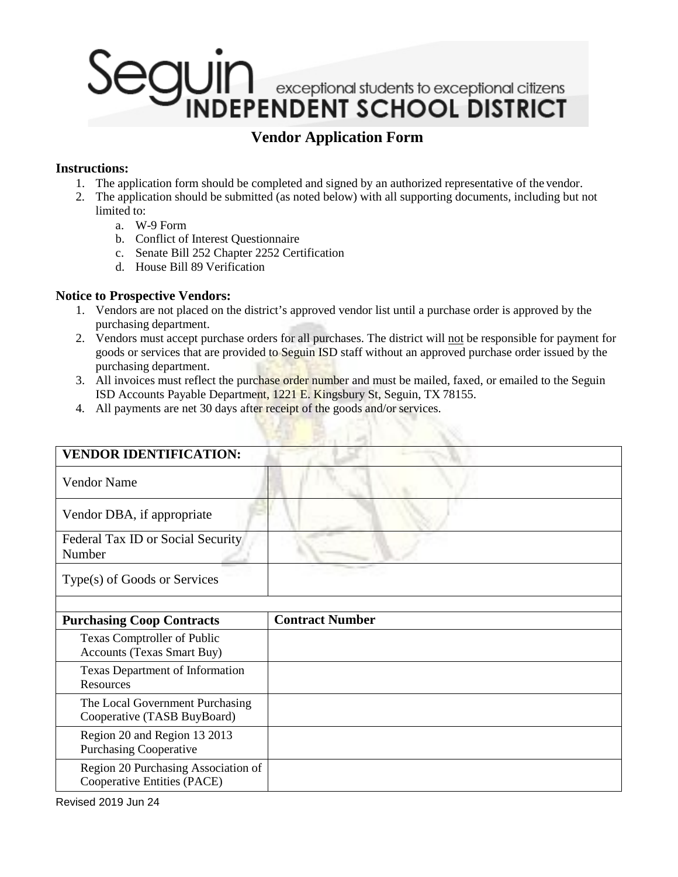# Seguin Independent School District

exceptional students to exceptional citizens

## Vendor Application Form

**Instructions:**

1. The application form should be completed and signed by an authorized representative of the vendor.
2. The application should be submitted (as noted below) with all supporting documents, including but not limited to:
   a. W-9 Form
   b. Conflict of Interest Questionnaire
   c. Senate Bill 252 Chapter 2252 Certification
   d. House Bill 89 Verification

**Notice to Prospective Vendors:**

1. Vendors are not placed on the district's approved vendor list until a purchase order is approved by the purchasing department.
2. Vendors must accept purchase orders for all purchases. The district will not be responsible for payment for goods or services that are provided to Seguin ISD staff without an approved purchase order issued by the purchasing department.
3. All invoices must reflect the purchase order number and must be mailed, faxed, or emailed to the Seguin ISD Accounts Payable Department, 1221 E. Kingsbury St, Seguin, TX 78155.
4. All payments are net 30 days after receipt of the goods and/or services.

| **VENDOR IDENTIFICATION:** | |
|---|---|
| Vendor Name | |
| Vendor DBA, if appropriate | |
| Federal Tax ID or Social Security Number | |
| Type(s) of Goods or Services | |
| | |
| **Purchasing Coop Contracts** | **Contract Number** |
| Texas Comptroller of Public Accounts (Texas Smart Buy) | |
| Texas Department of Information Resources | |
| The Local Government Purchasing Cooperative (TASB BuyBoard) | |
| Region 20 and Region 13 2013 Purchasing Cooperative | |
| Region 20 Purchasing Association of Cooperative Entities (PACE) | |

Revised 2019 Jun 24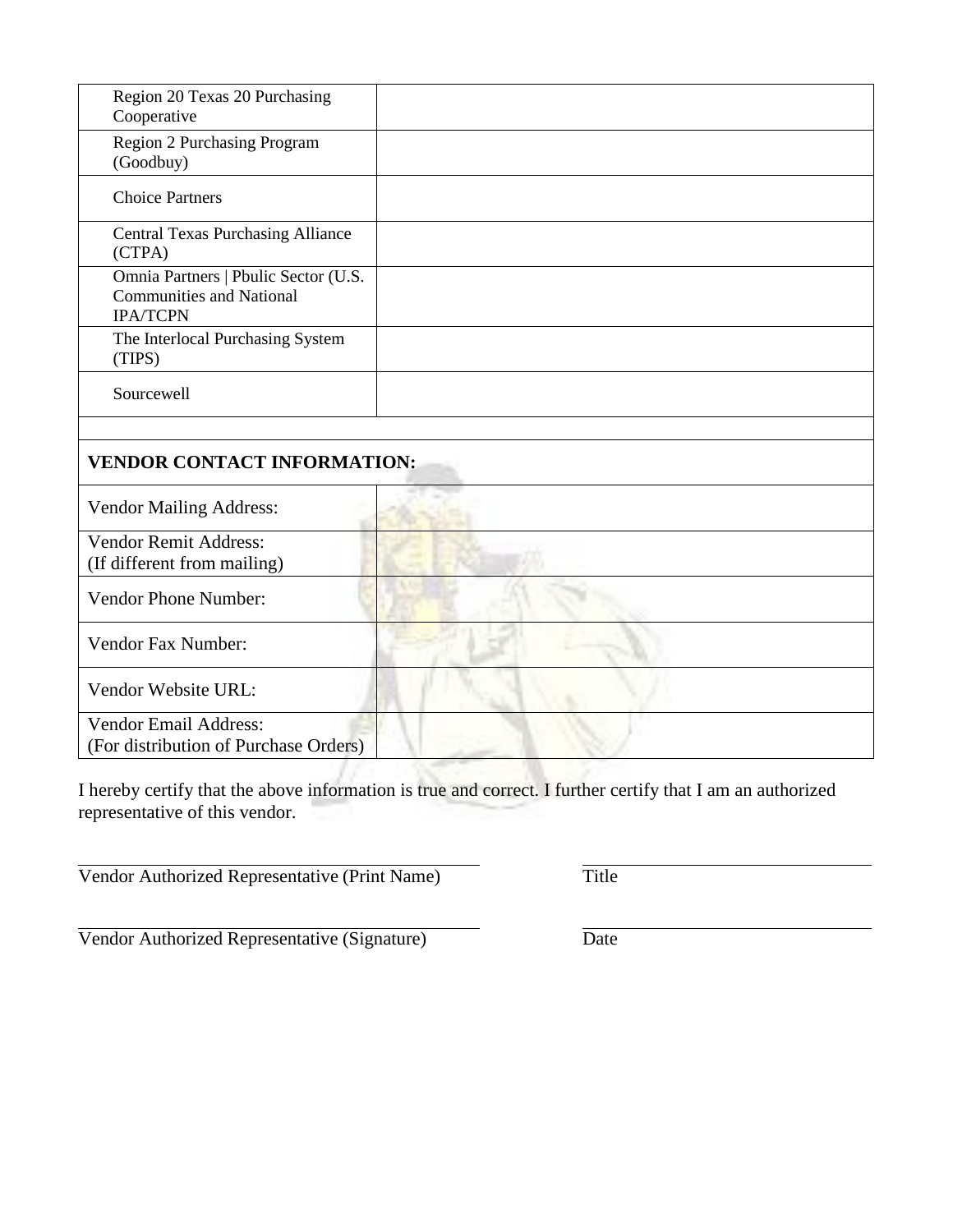| | |
|---|---|
| Region 20 Texas 20 Purchasing Cooperative | |
| Region 2 Purchasing Program (Goodbuy) | |
| Choice Partners | |
| Central Texas Purchasing Alliance (CTPA) | |
| Omnia Partners \| Pbulic Sector (U.S. Communities and National IPA/TCPN | |
| The Interlocal Purchasing System (TIPS) | |
| Sourcewell | |
| | |
| **VENDOR CONTACT INFORMATION:** | |
| Vendor Mailing Address: | |
| Vendor Remit Address: (If different from mailing) | |
| Vendor Phone Number: | |
| Vendor Fax Number: | |
| Vendor Website URL: | |
| Vendor Email Address: (For distribution of Purchase Orders) | |

I hereby certify that the above information is true and correct. I further certify that I am an authorized representative of this vendor.

\_\_\_\_\_\_\_\_\_\_\_\_\_\_\_\_\_\_\_\_\_\_\_\_\_\_\_\_\_\_\_\_\_\_\_\_\_\_\_\_ \_\_\_\_\_\_\_\_\_\_\_\_\_\_\_\_\_\_\_\_\_\_\_\_\_\_\_\_\_\_
Vendor Authorized Representative (Print Name) Title

\_\_\_\_\_\_\_\_\_\_\_\_\_\_\_\_\_\_\_\_\_\_\_\_\_\_\_\_\_\_\_\_\_\_\_\_\_\_\_\_ \_\_\_\_\_\_\_\_\_\_\_\_\_\_\_\_\_\_\_\_\_\_\_\_\_\_\_\_\_\_
Vendor Authorized Representative (Signature) Date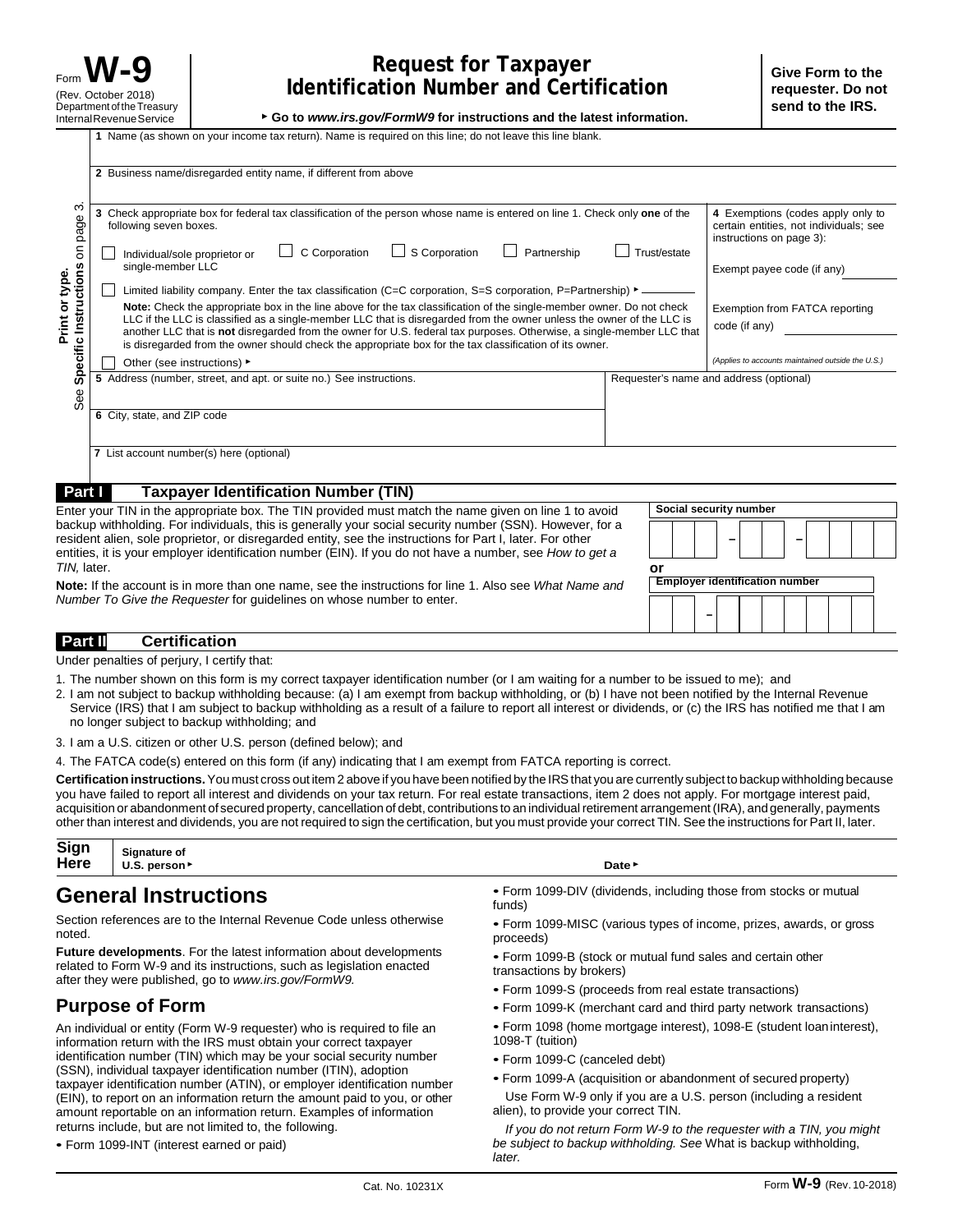Form **W-9**
(Rev. October 2018)
Department of the Treasury
Internal Revenue Service

# Request for Taxpayer Identification Number and Certification

▸ Go to *www.irs.gov/FormW9* for instructions and the latest information.

**Give Form to the requester. Do not send to the IRS.**

Print or type.
See **Specific Instructions** on page 3.

**1** Name (as shown on your income tax return). Name is required on this line; do not leave this line blank.

**2** Business name/disregarded entity name, if different from above

**3** Check appropriate box for federal tax classification of the person whose name is entered on line 1. Check only **one** of the following seven boxes.

☐ Individual/sole proprietor or single-member LLC ☐ C Corporation ☐ S Corporation ☐ Partnership ☐ Trust/estate

☐ Limited liability company. Enter the tax classification (C=C corporation, S=S corporation, P=Partnership) ▸ ________

**Note:** Check the appropriate box in the line above for the tax classification of the single-member owner. Do not check LLC if the LLC is classified as a single-member LLC that is disregarded from the owner unless the owner of the LLC is another LLC that is **not** disregarded from the owner for U.S. federal tax purposes. Otherwise, a single-member LLC that is disregarded from the owner should check the appropriate box for the tax classification of its owner.

☐ Other (see instructions) ▸

**4** Exemptions (codes apply only to certain entities, not individuals; see instructions on page 3):

Exempt payee code (if any) ________

Exemption from FATCA reporting code (if any) ________

*(Applies to accounts maintained outside the U.S.)*

**5** Address (number, street, and apt. or suite no.) See instructions.

Requester's name and address (optional)

**6** City, state, and ZIP code

**7** List account number(s) here (optional)

## Part I Taxpayer Identification Number (TIN)

Enter your TIN in the appropriate box. The TIN provided must match the name given on line 1 to avoid backup withholding. For individuals, this is generally your social security number (SSN). However, for a resident alien, sole proprietor, or disregarded entity, see the instructions for Part I, later. For other entities, it is your employer identification number (EIN). If you do not have a number, see *How to get a TIN,* later.

**Note:** If the account is in more than one name, see the instructions for line 1. Also see *What Name and Number To Give the Requester* for guidelines on whose number to enter.

**Social security number**

☐☐☐ – ☐☐ – ☐☐☐☐

**or**

**Employer identification number**

☐☐ – ☐☐☐☐☐☐☐

## Part II Certification

Under penalties of perjury, I certify that:

1. The number shown on this form is my correct taxpayer identification number (or I am waiting for a number to be issued to me); and
2. I am not subject to backup withholding because: (a) I am exempt from backup withholding, or (b) I have not been notified by the Internal Revenue Service (IRS) that I am subject to backup withholding as a result of a failure to report all interest or dividends, or (c) the IRS has notified me that I am no longer subject to backup withholding; and
3. I am a U.S. citizen or other U.S. person (defined below); and
4. The FATCA code(s) entered on this form (if any) indicating that I am exempt from FATCA reporting is correct.

**Certification instructions.** You must cross out item 2 above if you have been notified by the IRS that you are currently subject to backup withholding because you have failed to report all interest and dividends on your tax return. For real estate transactions, item 2 does not apply. For mortgage interest paid, acquisition or abandonment of secured property, cancellation of debt, contributions to an individual retirement arrangement (IRA), and generally, payments other than interest and dividends, you are not required to sign the certification, but you must provide your correct TIN. See the instructions for Part II, later.

**Sign Here** **Signature of U.S. person ▸** **Date ▸**

# General Instructions

Section references are to the Internal Revenue Code unless otherwise noted.

**Future developments**. For the latest information about developments related to Form W-9 and its instructions, such as legislation enacted after they were published, go to *www.irs.gov/FormW9.*

## Purpose of Form

An individual or entity (Form W-9 requester) who is required to file an information return with the IRS must obtain your correct taxpayer identification number (TIN) which may be your social security number (SSN), individual taxpayer identification number (ITIN), adoption taxpayer identification number (ATIN), or employer identification number (EIN), to report on an information return the amount paid to you, or other amount reportable on an information return. Examples of information returns include, but are not limited to, the following.

- Form 1099-INT (interest earned or paid)
- Form 1099-DIV (dividends, including those from stocks or mutual funds)
- Form 1099-MISC (various types of income, prizes, awards, or gross proceeds)
- Form 1099-B (stock or mutual fund sales and certain other transactions by brokers)
- Form 1099-S (proceeds from real estate transactions)
- Form 1099-K (merchant card and third party network transactions)
- Form 1098 (home mortgage interest), 1098-E (student loan interest), 1098-T (tuition)
- Form 1099-C (canceled debt)
- Form 1099-A (acquisition or abandonment of secured property)

Use Form W-9 only if you are a U.S. person (including a resident alien), to provide your correct TIN.

*If you do not return Form W-9 to the requester with a TIN, you might be subject to backup withholding. See* What is backup withholding, *later.*

Cat. No. 10231X Form **W-9** (Rev. 10-2018)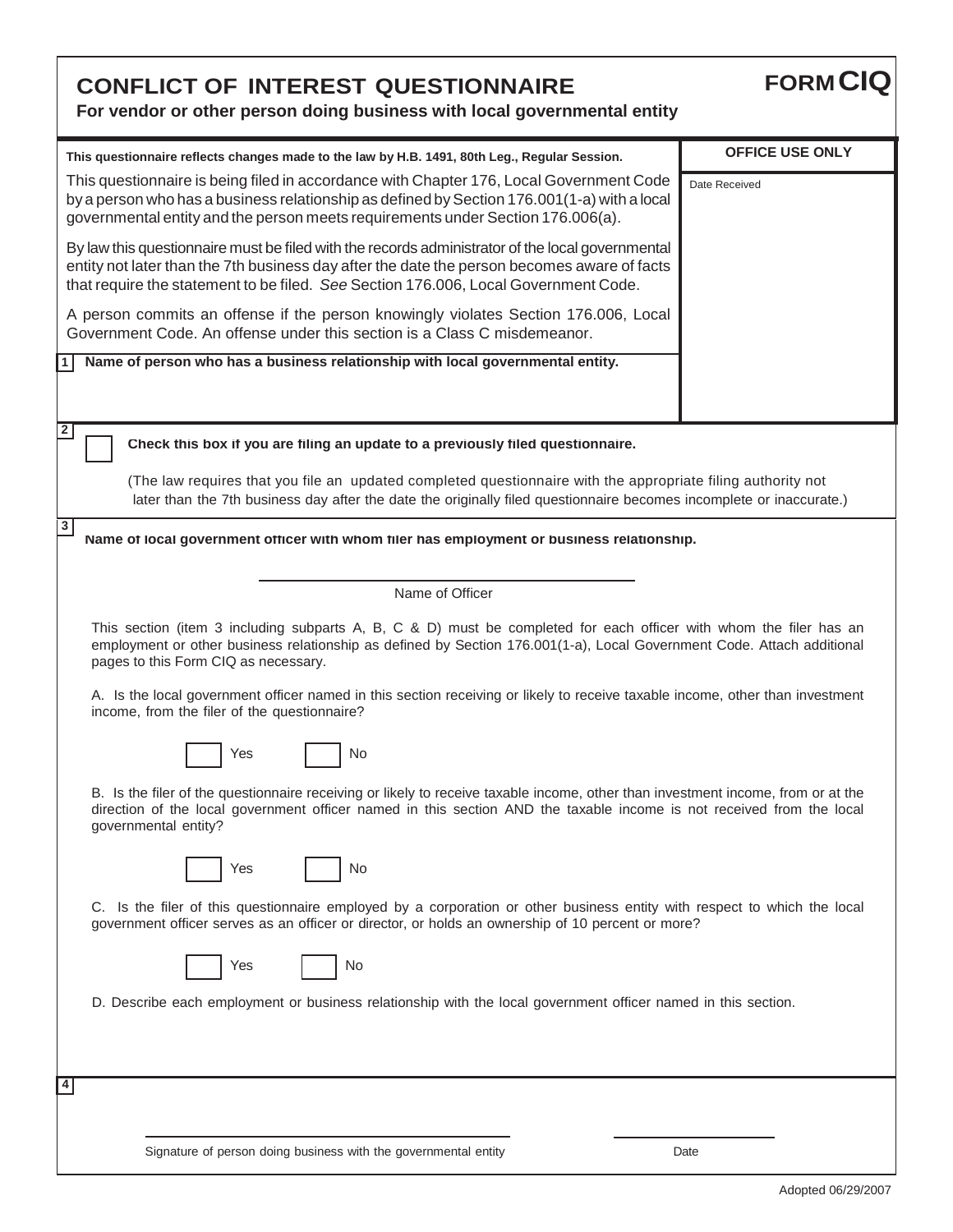# CONFLICT OF INTEREST QUESTIONNAIRE

**FORM CIQ**

**For vendor or other person doing business with local governmental entity**

**This questionnaire reflects changes made to the law by H.B. 1491, 80th Leg., Regular Session.**

**OFFICE USE ONLY**

Date Received

This questionnaire is being filed in accordance with Chapter 176, Local Government Code by a person who has a business relationship as defined by Section 176.001(1-a) with a local governmental entity and the person meets requirements under Section 176.006(a).

By law this questionnaire must be filed with the records administrator of the local governmental entity not later than the 7th business day after the date the person becomes aware of facts that require the statement to be filed. *See* Section 176.006, Local Government Code.

A person commits an offense if the person knowingly violates Section 176.006, Local Government Code. An offense under this section is a Class C misdemeanor.

**1** **Name of person who has a business relationship with local governmental entity.**

**2**

☐ **Check this box if you are filing an update to a previously filed questionnaire.**

(The law requires that you file an updated completed questionnaire with the appropriate filing authority not later than the 7th business day after the date the originally filed questionnaire becomes incomplete or inaccurate.)

**3** **Name of local government officer with whom filer has employment or business relationship.**

\_\_\_\_\_\_\_\_\_\_\_\_\_\_\_\_\_\_\_\_\_\_\_\_\_\_\_\_\_\_\_\_\_\_\_\_\_\_\_\_

Name of Officer

This section (item 3 including subparts A, B, C & D) must be completed for each officer with whom the filer has an employment or other business relationship as defined by Section 176.001(1-a), Local Government Code. Attach additional pages to this Form CIQ as necessary.

A. Is the local government officer named in this section receiving or likely to receive taxable income, other than investment income, from the filer of the questionnaire?

☐ Yes ☐ No

B. Is the filer of the questionnaire receiving or likely to receive taxable income, other than investment income, from or at the direction of the local government officer named in this section AND the taxable income is not received from the local governmental entity?

☐ Yes ☐ No

C. Is the filer of this questionnaire employed by a corporation or other business entity with respect to which the local government officer serves as an officer or director, or holds an ownership of 10 percent or more?

☐ Yes ☐ No

D. Describe each employment or business relationship with the local government officer named in this section.

**4**

\_\_\_\_\_\_\_\_\_\_\_\_\_\_\_\_\_\_\_\_\_\_\_\_\_\_\_\_\_\_\_\_\_\_\_\_\_\_\_\_ \_\_\_\_\_\_\_\_\_\_\_\_\_\_\_\_\_\_\_\_

Signature of person doing business with the governmental entity Date

Adopted 06/29/2007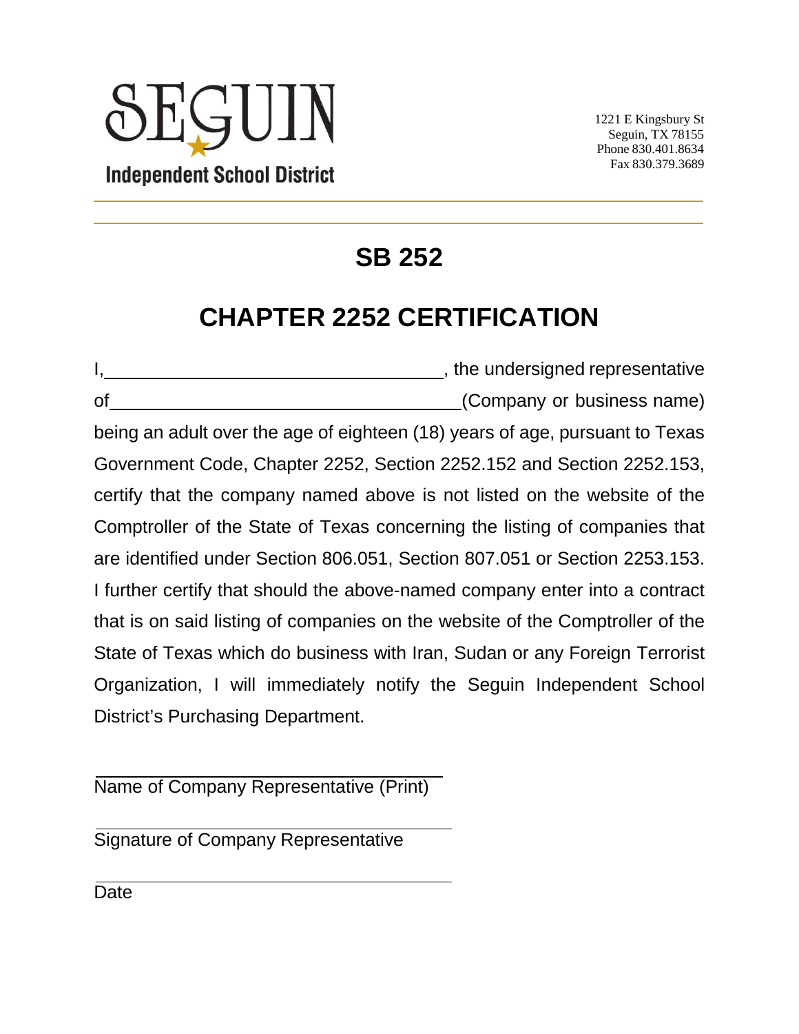SEGUIN

Independent School District

1221 E Kingsbury St
Seguin, TX 78155
Phone 830.401.8634
Fax 830.379.3689

# SB 252

# CHAPTER 2252 CERTIFICATION

I,\_\_\_\_\_\_\_\_\_\_\_\_\_\_\_\_\_\_\_\_\_\_\_\_\_\_\_\_\_\_\_\_\_\_, the undersigned representative of\_\_\_\_\_\_\_\_\_\_\_\_\_\_\_\_\_\_\_\_\_\_\_\_\_\_\_\_\_\_\_\_\_\_\_\_(Company or business name) being an adult over the age of eighteen (18) years of age, pursuant to Texas Government Code, Chapter 2252, Section 2252.152 and Section 2252.153, certify that the company named above is not listed on the website of the Comptroller of the State of Texas concerning the listing of companies that are identified under Section 806.051, Section 807.051 or Section 2253.153. I further certify that should the above-named company enter into a contract that is on said listing of companies on the website of the Comptroller of the State of Texas which do business with Iran, Sudan or any Foreign Terrorist Organization, I will immediately notify the Seguin Independent School District's Purchasing Department.

\_\_\_\_\_\_\_\_\_\_\_\_\_\_\_\_\_\_\_\_\_\_\_\_\_\_\_\_\_\_\_\_\_\_\_\_
Name of Company Representative (Print)

\_\_\_\_\_\_\_\_\_\_\_\_\_\_\_\_\_\_\_\_\_\_\_\_\_\_\_\_\_\_\_\_\_\_\_\_
Signature of Company Representative

\_\_\_\_\_\_\_\_\_\_\_\_\_\_\_\_\_\_\_\_\_\_\_\_\_\_\_\_\_\_\_\_\_\_\_\_
Date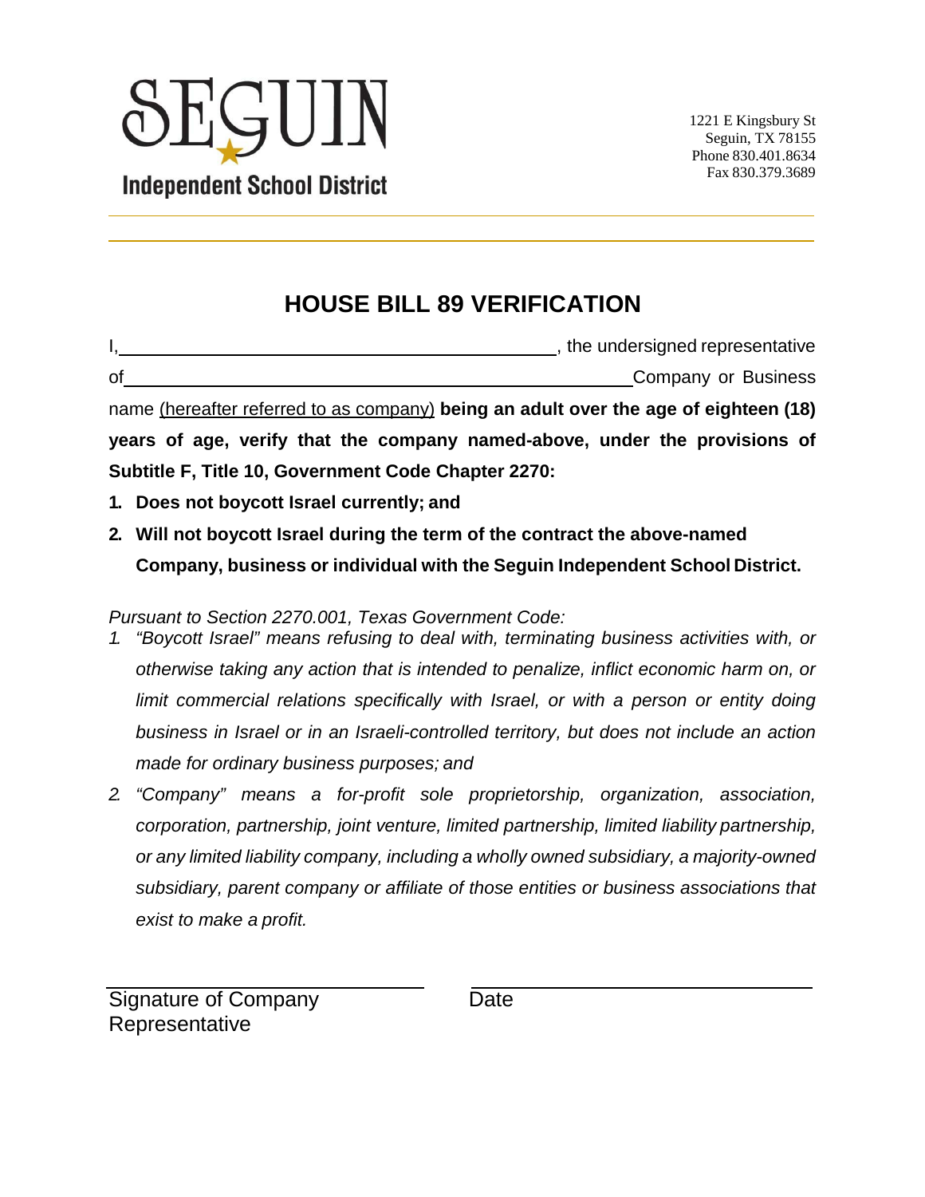SEGUIN

Independent School District

1221 E Kingsbury St
Seguin, TX 78155
Phone 830.401.8634
Fax 830.379.3689

# HOUSE BILL 89 VERIFICATION

I, ______________________________, the undersigned representative of ______________________________ Company or Business name (hereafter referred to as company) **being an adult over the age of eighteen (18) years of age, verify that the company named-above, under the provisions of Subtitle F, Title 10, Government Code Chapter 2270:**

1. **Does not boycott Israel currently; and**
2. **Will not boycott Israel during the term of the contract the above-named Company, business or individual with the Seguin Independent School District.**

*Pursuant to Section 2270.001, Texas Government Code:*

1. *"Boycott Israel" means refusing to deal with, terminating business activities with, or otherwise taking any action that is intended to penalize, inflict economic harm on, or limit commercial relations specifically with Israel, or with a person or entity doing business in Israel or in an Israeli-controlled territory, but does not include an action made for ordinary business purposes; and*
2. *"Company" means a for-profit sole proprietorship, organization, association, corporation, partnership, joint venture, limited partnership, limited liability partnership, or any limited liability company, including a wholly owned subsidiary, a majority-owned subsidiary, parent company or affiliate of those entities or business associations that exist to make a profit.*

______________________________
Signature of Company Representative

______________________________
Date